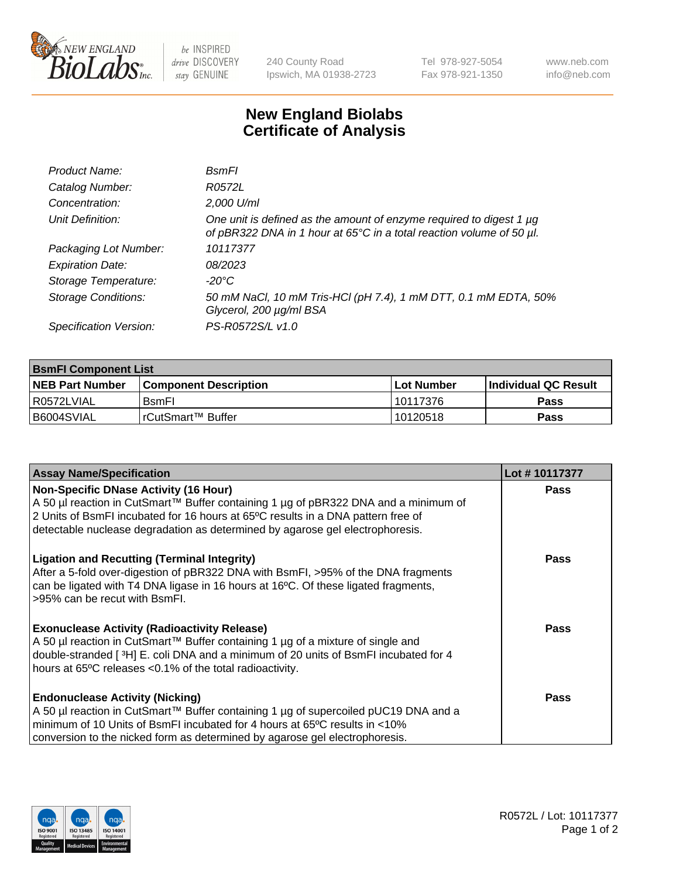# New England Biolabs
# Certificate of Analysis

| | |
|---|---|
| *Product Name:* | *BsmFI* |
| *Catalog Number:* | *R0572L* |
| *Concentration:* | *2,000 U/ml* |
| *Unit Definition:* | *One unit is defined as the amount of enzyme required to digest 1 µg of pBR322 DNA in 1 hour at 65°C in a total reaction volume of 50 µl.* |
| *Packaging Lot Number:* | *10117377* |
| *Expiration Date:* | *08/2023* |
| *Storage Temperature:* | *-20°C* |
| *Storage Conditions:* | *50 mM NaCl, 10 mM Tris-HCl (pH 7.4), 1 mM DTT, 0.1 mM EDTA, 50% Glycerol, 200 µg/ml BSA* |
| *Specification Version:* | *PS-R0572S/L v1.0* |

| **BsmFI Component List** | | | |
|---|---|---|---|
| **NEB Part Number** | **Component Description** | **Lot Number** | **Individual QC Result** |
| R0572LVIAL | BsmFI | 10117376 | **Pass** |
| B6004SVIAL | rCutSmart™ Buffer | 10120518 | **Pass** |

| **Assay Name/Specification** | **Lot # 10117377** |
|---|---|
| **Non-Specific DNase Activity (16 Hour)**<br>A 50 µl reaction in CutSmart™ Buffer containing 1 µg of pBR322 DNA and a minimum of 2 Units of BsmFI incubated for 16 hours at 65ºC results in a DNA pattern free of detectable nuclease degradation as determined by agarose gel electrophoresis. | **Pass** |
| **Ligation and Recutting (Terminal Integrity)**<br>After a 5-fold over-digestion of pBR322 DNA with BsmFI, >95% of the DNA fragments can be ligated with T4 DNA ligase in 16 hours at 16ºC. Of these ligated fragments, >95% can be recut with BsmFI. | **Pass** |
| **Exonuclease Activity (Radioactivity Release)**<br>A 50 µl reaction in CutSmart™ Buffer containing 1 µg of a mixture of single and double-stranded [ $^3$H] E. coli DNA and a minimum of 20 units of BsmFI incubated for 4 hours at 65ºC releases <0.1% of the total radioactivity. | **Pass** |
| **Endonuclease Activity (Nicking)**<br>A 50 µl reaction in CutSmart™ Buffer containing 1 µg of supercoiled pUC19 DNA and a minimum of 10 Units of BsmFI incubated for 4 hours at 65ºC results in <10% conversion to the nicked form as determined by agarose gel electrophoresis. | **Pass** |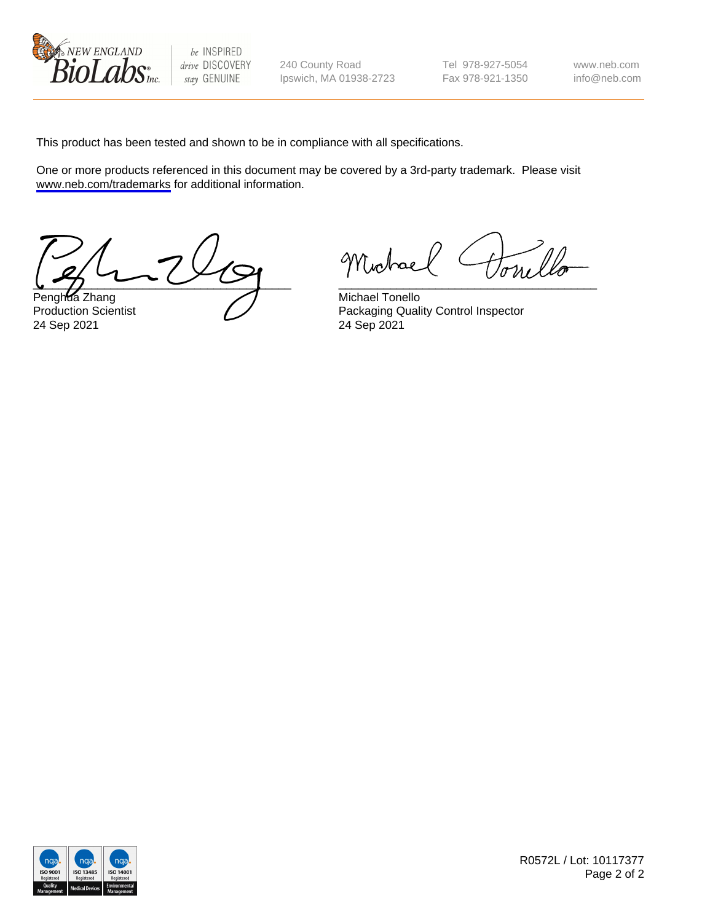This product has been tested and shown to be in compliance with all specifications.

One or more products referenced in this document may be covered by a 3rd-party trademark. Please visit www.neb.com/trademarks for additional information.

Penghua Zhang
Production Scientist
24 Sep 2021

Michael Tonello
Packaging Quality Control Inspector
24 Sep 2021

R0572L / Lot: 10117377